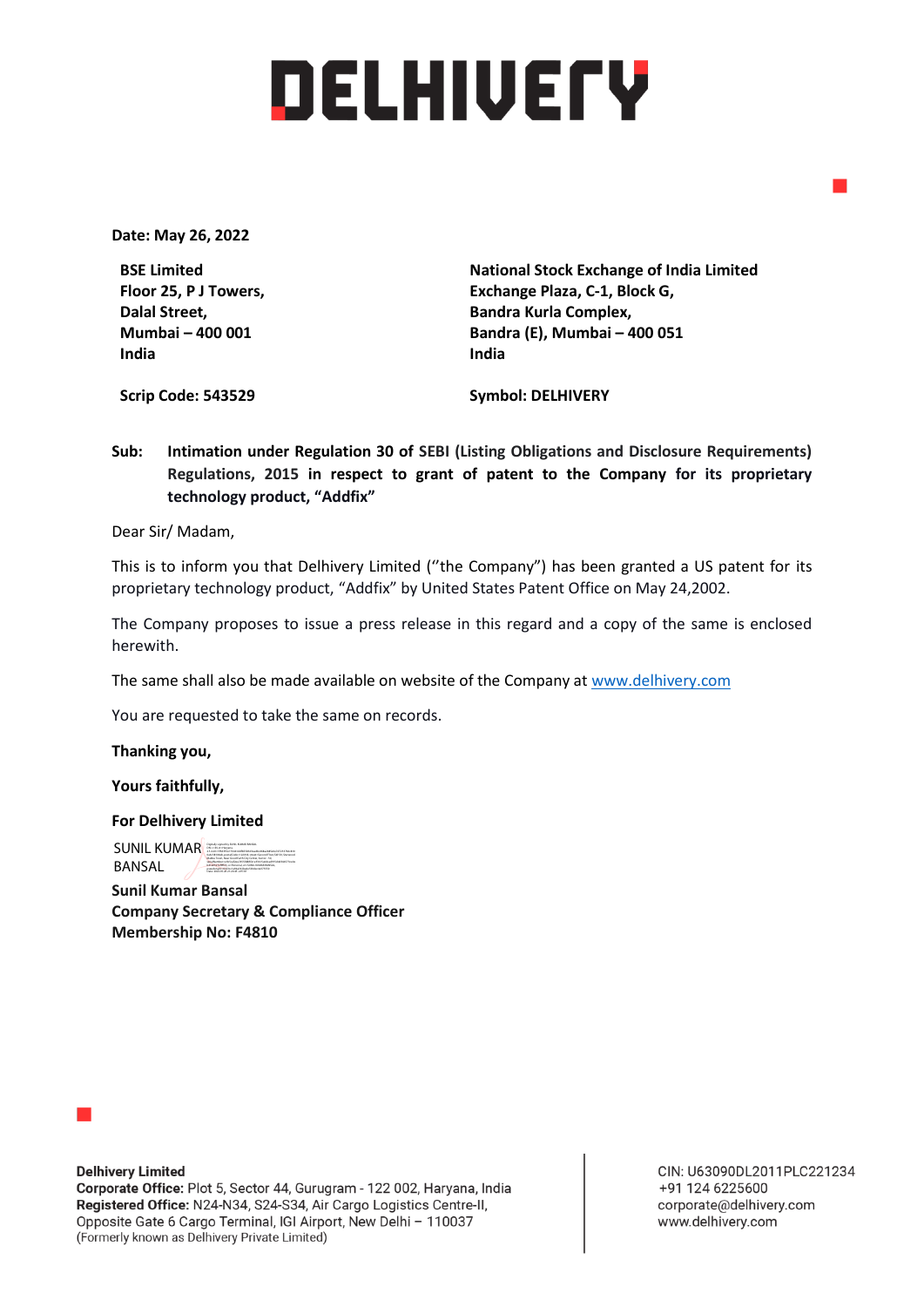# DELHIVERY

**Date: May 26, 2022**

**BSE Limited**
**Floor 25, P J Towers,**
**Dalal Street,**
**Mumbai – 400 001**
**India**

**Scrip Code: 543529**

**National Stock Exchange of India Limited**
**Exchange Plaza, C-1, Block G,**
**Bandra Kurla Complex,**
**Bandra (E), Mumbai – 400 051**
**India**

**Symbol: DELHIVERY**

**Sub: Intimation under Regulation 30 of SEBI (Listing Obligations and Disclosure Requirements) Regulations, 2015 in respect to grant of patent to the Company for its proprietary technology product, "Addfix"**

Dear Sir/ Madam,

This is to inform you that Delhivery Limited ("the Company") has been granted a US patent for its proprietary technology product, "Addfix" by United States Patent Office on May 24,2002.

The Company proposes to issue a press release in this regard and a copy of the same is enclosed herewith.

The same shall also be made available on website of the Company at www.delhivery.com

You are requested to take the same on records.

**Thanking you,**

**Yours faithfully,**

**For Delhivery Limited**

SUNIL KUMAR BANSAL

**Sunil Kumar Bansal**
**Company Secretary & Compliance Officer**
**Membership No: F4810**

**Delhivery Limited**
**Corporate Office:** Plot 5, Sector 44, Gurugram - 122 002, Haryana, India
**Registered Office:** N24-N34, S24-S34, Air Cargo Logistics Centre-II, Opposite Gate 6 Cargo Terminal, IGI Airport, New Delhi – 110037
(Formerly known as Delhivery Private Limited)

CIN: U63090DL2011PLC221234
+91 124 6225600
corporate@delhivery.com
www.delhivery.com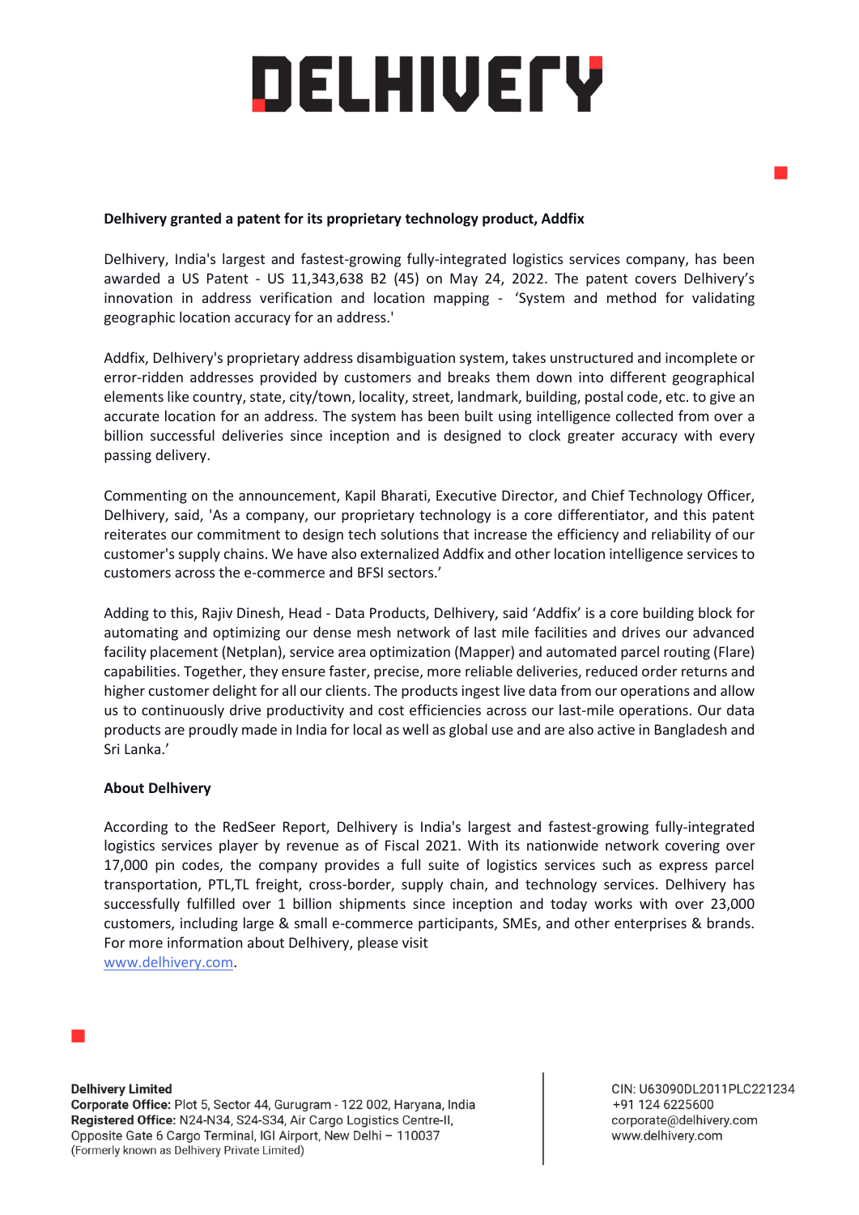**Delhivery granted a patent for its proprietary technology product, Addfix**

Delhivery, India's largest and fastest-growing fully-integrated logistics services company, has been awarded a US Patent - US 11,343,638 B2 (45) on May 24, 2022. The patent covers Delhivery's innovation in address verification and location mapping - 'System and method for validating geographic location accuracy for an address.'

Addfix, Delhivery's proprietary address disambiguation system, takes unstructured and incomplete or error-ridden addresses provided by customers and breaks them down into different geographical elements like country, state, city/town, locality, street, landmark, building, postal code, etc. to give an accurate location for an address. The system has been built using intelligence collected from over a billion successful deliveries since inception and is designed to clock greater accuracy with every passing delivery.

Commenting on the announcement, Kapil Bharati, Executive Director, and Chief Technology Officer, Delhivery, said, 'As a company, our proprietary technology is a core differentiator, and this patent reiterates our commitment to design tech solutions that increase the efficiency and reliability of our customer's supply chains. We have also externalized Addfix and other location intelligence services to customers across the e-commerce and BFSI sectors.'

Adding to this, Rajiv Dinesh, Head - Data Products, Delhivery, said 'Addfix' is a core building block for automating and optimizing our dense mesh network of last mile facilities and drives our advanced facility placement (Netplan), service area optimization (Mapper) and automated parcel routing (Flare) capabilities. Together, they ensure faster, precise, more reliable deliveries, reduced order returns and higher customer delight for all our clients. The products ingest live data from our operations and allow us to continuously drive productivity and cost efficiencies across our last-mile operations. Our data products are proudly made in India for local as well as global use and are also active in Bangladesh and Sri Lanka.'

**About Delhivery**

According to the RedSeer Report, Delhivery is India's largest and fastest-growing fully-integrated logistics services player by revenue as of Fiscal 2021. With its nationwide network covering over 17,000 pin codes, the company provides a full suite of logistics services such as express parcel transportation, PTL,TL freight, cross-border, supply chain, and technology services. Delhivery has successfully fulfilled over 1 billion shipments since inception and today works with over 23,000 customers, including large & small e-commerce participants, SMEs, and other enterprises & brands. For more information about Delhivery, please visit www.delhivery.com.

**Delhivery Limited**
**Corporate Office:** Plot 5, Sector 44, Gurugram - 122 002, Haryana, India
**Registered Office:** N24-N34, S24-S34, Air Cargo Logistics Centre-II, Opposite Gate 6 Cargo Terminal, IGI Airport, New Delhi – 110037
(Formerly known as Delhivery Private Limited)

CIN: U63090DL2011PLC221234
+91 124 6225600
corporate@delhivery.com
www.delhivery.com